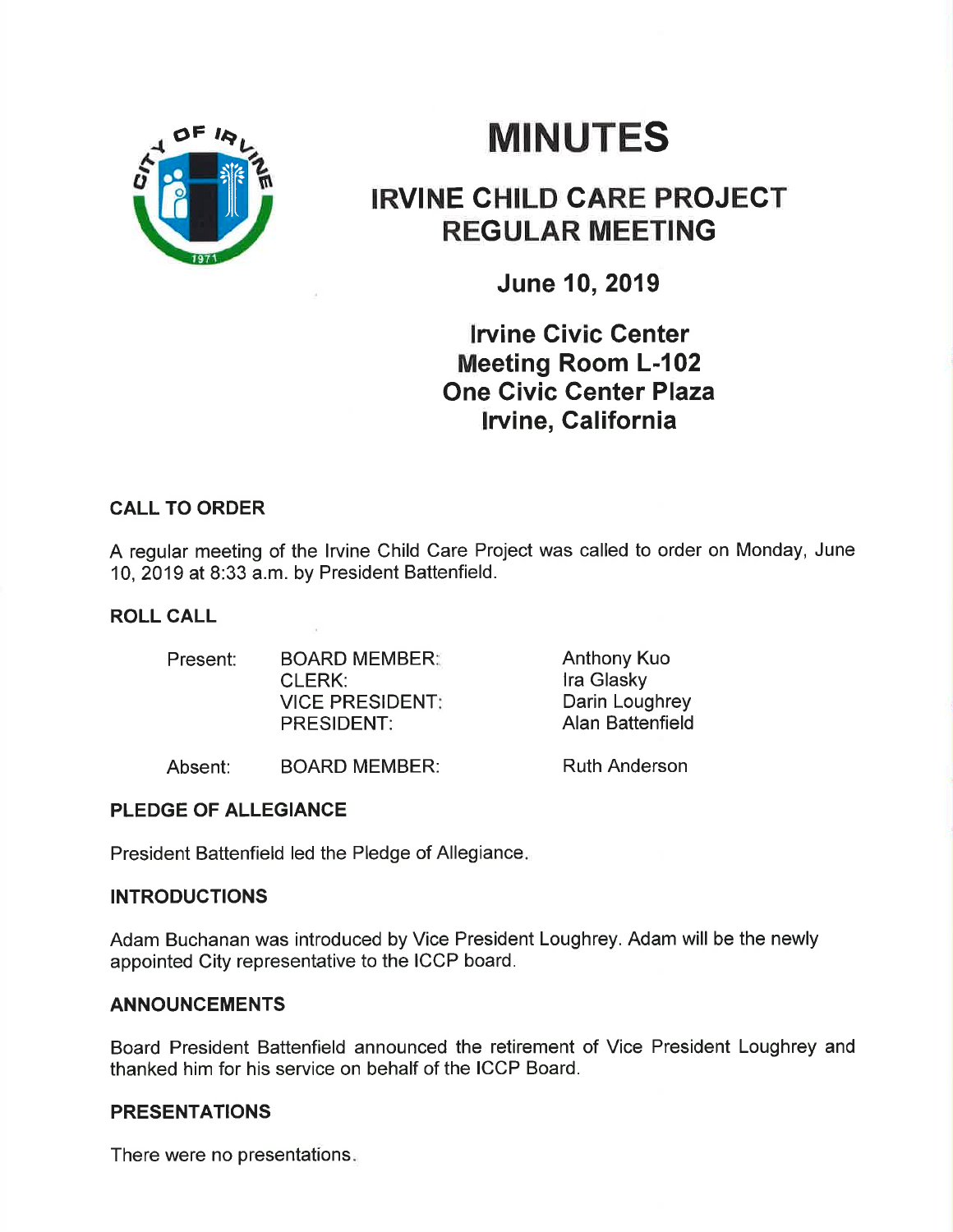# MINUTES

## IRVINE CHILD CARE PROJECT REGULAR MEETING

**June 10, 2019**

**Irvine Civic Center**
**Meeting Room L-102**
**One Civic Center Plaza**
**Irvine, California**

### CALL TO ORDER

A regular meeting of the Irvine Child Care Project was called to order on Monday, June 10, 2019 at 8:33 a.m. by President Battenfield.

### ROLL CALL

| | | |
|---|---|---|
| Present: | BOARD MEMBER: | Anthony Kuo |
| | CLERK: | Ira Glasky |
| | VICE PRESIDENT: | Darin Loughrey |
| | PRESIDENT: | Alan Battenfield |
| Absent: | BOARD MEMBER: | Ruth Anderson |

### PLEDGE OF ALLEGIANCE

President Battenfield led the Pledge of Allegiance.

### INTRODUCTIONS

Adam Buchanan was introduced by Vice President Loughrey. Adam will be the newly appointed City representative to the ICCP board.

### ANNOUNCEMENTS

Board President Battenfield announced the retirement of Vice President Loughrey and thanked him for his service on behalf of the ICCP Board.

### PRESENTATIONS

There were no presentations.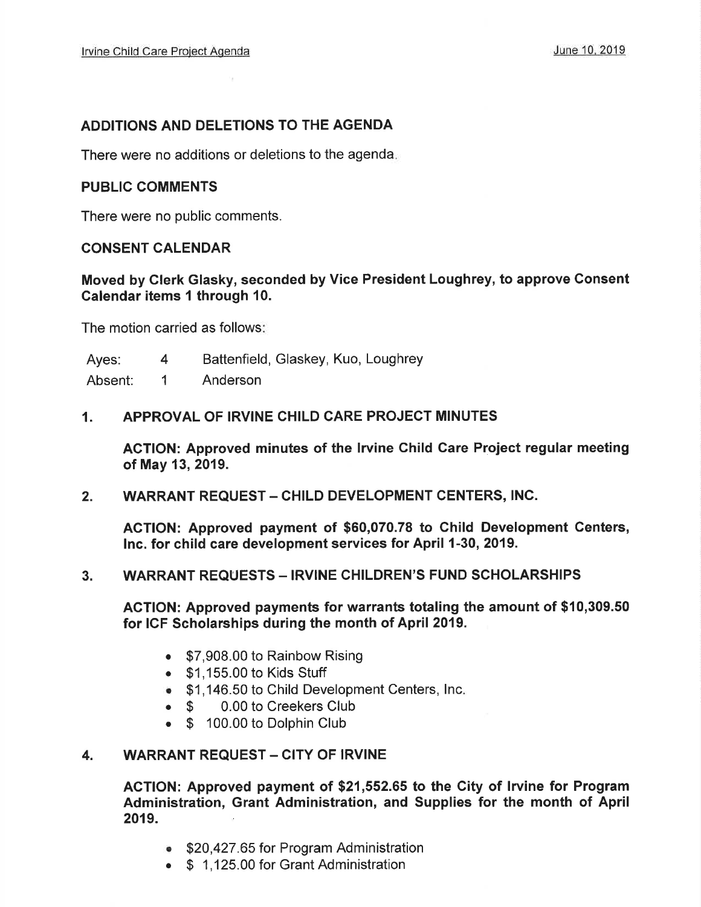## ADDITIONS AND DELETIONS TO THE AGENDA

There were no additions or deletions to the agenda.

## PUBLIC COMMENTS

There were no public comments.

## CONSENT CALENDAR

**Moved by Clerk Glasky, seconded by Vice President Loughrey, to approve Consent Calendar items 1 through 10.**

The motion carried as follows:

| | | |
|---|---|---|
| Ayes: | 4 | Battenfield, Glaskey, Kuo, Loughrey |
| Absent: | 1 | Anderson |

### 1. APPROVAL OF IRVINE CHILD CARE PROJECT MINUTES

**ACTION: Approved minutes of the Irvine Child Care Project regular meeting of May 13, 2019.**

### 2. WARRANT REQUEST – CHILD DEVELOPMENT CENTERS, INC.

**ACTION: Approved payment of $60,070.78 to Child Development Centers, Inc. for child care development services for April 1-30, 2019.**

### 3. WARRANT REQUESTS – IRVINE CHILDREN'S FUND SCHOLARSHIPS

**ACTION: Approved payments for warrants totaling the amount of $10,309.50 for ICF Scholarships during the month of April 2019.**

- $7,908.00 to Rainbow Rising
- $1,155.00 to Kids Stuff
- $1,146.50 to Child Development Centers, Inc.
- $ 0.00 to Creekers Club
- $ 100.00 to Dolphin Club

### 4. WARRANT REQUEST – CITY OF IRVINE

**ACTION: Approved payment of $21,552.65 to the City of Irvine for Program Administration, Grant Administration, and Supplies for the month of April 2019.**

- $20,427.65 for Program Administration
- $ 1,125.00 for Grant Administration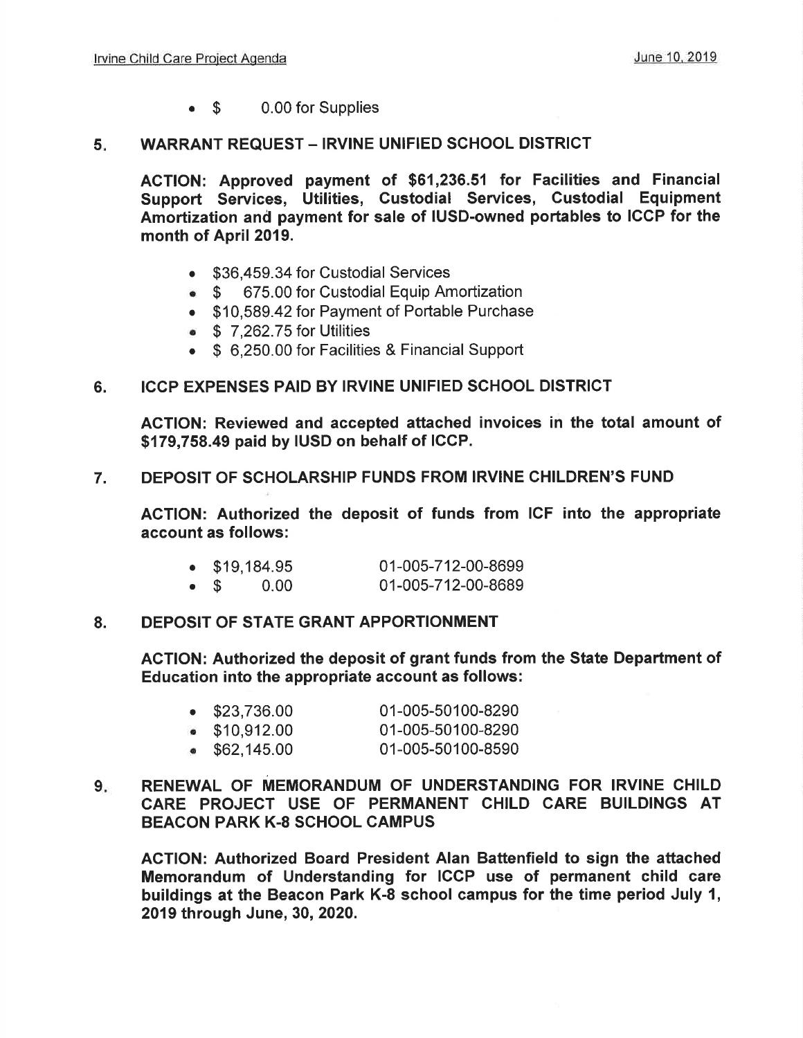- $ 0.00 for Supplies

5. **WARRANT REQUEST – IRVINE UNIFIED SCHOOL DISTRICT**

   **ACTION: Approved payment of $61,236.51 for Facilities and Financial Support Services, Utilities, Custodial Services, Custodial Equipment Amortization and payment for sale of IUSD-owned portables to ICCP for the month of April 2019.**

   - $36,459.34 for Custodial Services
   - $ 675.00 for Custodial Equip Amortization
   - $10,589.42 for Payment of Portable Purchase
   - $ 7,262.75 for Utilities
   - $ 6,250.00 for Facilities & Financial Support

6. **ICCP EXPENSES PAID BY IRVINE UNIFIED SCHOOL DISTRICT**

   **ACTION: Reviewed and accepted attached invoices in the total amount of $179,758.49 paid by IUSD on behalf of ICCP.**

7. **DEPOSIT OF SCHOLARSHIP FUNDS FROM IRVINE CHILDREN'S FUND**

   **ACTION: Authorized the deposit of funds from ICF into the appropriate account as follows:**

   - $19,184.95 01-005-712-00-8699
   - $ 0.00 01-005-712-00-8689

8. **DEPOSIT OF STATE GRANT APPORTIONMENT**

   **ACTION: Authorized the deposit of grant funds from the State Department of Education into the appropriate account as follows:**

   - $23,736.00 01-005-50100-8290
   - $10,912.00 01-005-50100-8290
   - $62,145.00 01-005-50100-8590

9. **RENEWAL OF MEMORANDUM OF UNDERSTANDING FOR IRVINE CHILD CARE PROJECT USE OF PERMANENT CHILD CARE BUILDINGS AT BEACON PARK K-8 SCHOOL CAMPUS**

   **ACTION: Authorized Board President Alan Battenfield to sign the attached Memorandum of Understanding for ICCP use of permanent child care buildings at the Beacon Park K-8 school campus for the time period July 1, 2019 through June, 30, 2020.**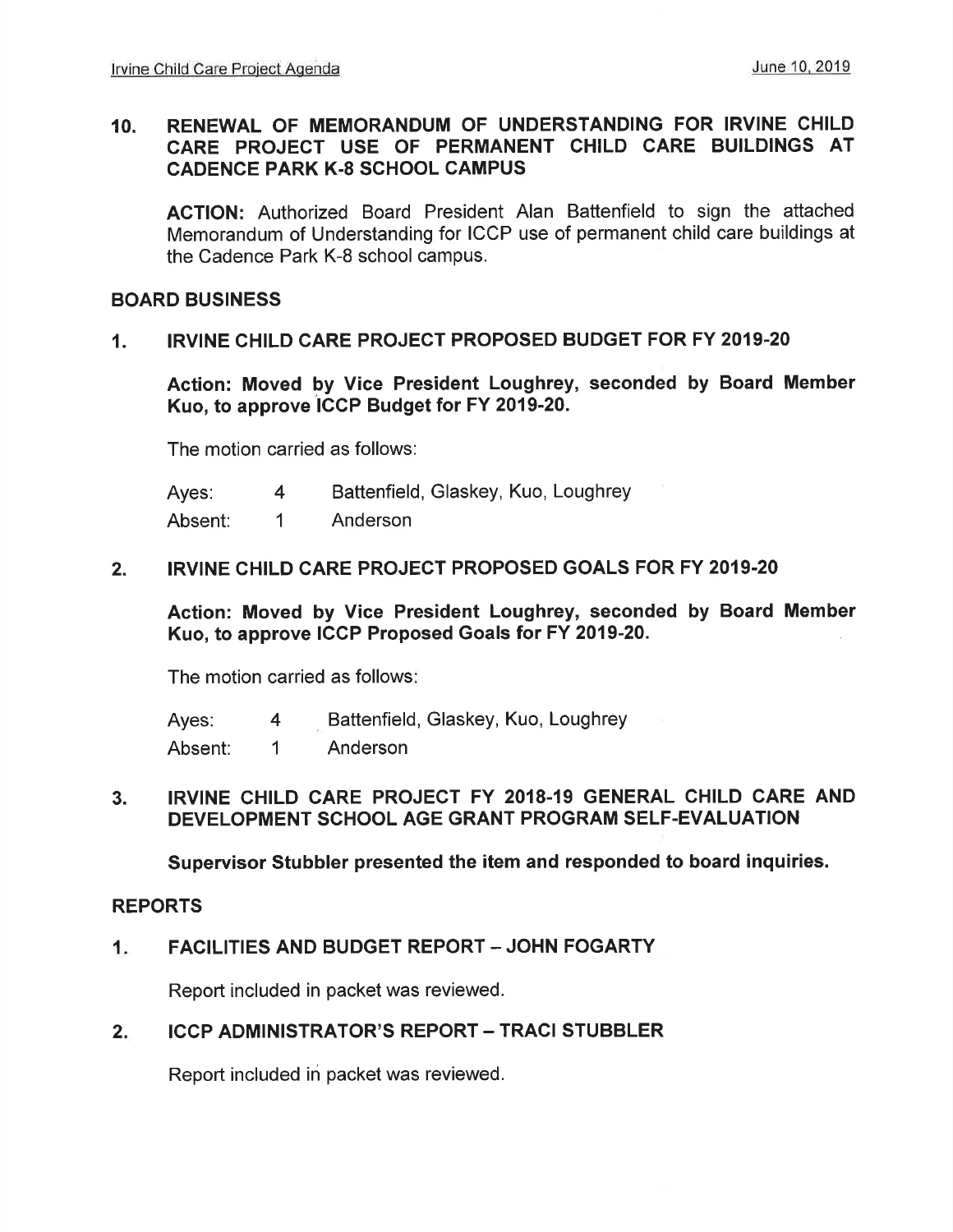**10. RENEWAL OF MEMORANDUM OF UNDERSTANDING FOR IRVINE CHILD CARE PROJECT USE OF PERMANENT CHILD CARE BUILDINGS AT CADENCE PARK K-8 SCHOOL CAMPUS**

**ACTION:** Authorized Board President Alan Battenfield to sign the attached Memorandum of Understanding for ICCP use of permanent child care buildings at the Cadence Park K-8 school campus.

## BOARD BUSINESS

**1. IRVINE CHILD CARE PROJECT PROPOSED BUDGET FOR FY 2019-20**

**Action: Moved by Vice President Loughrey, seconded by Board Member Kuo, to approve ICCP Budget for FY 2019-20.**

The motion carried as follows:

| | | |
|---|---|---|
| Ayes: | 4 | Battenfield, Glaskey, Kuo, Loughrey |
| Absent: | 1 | Anderson |

**2. IRVINE CHILD CARE PROJECT PROPOSED GOALS FOR FY 2019-20**

**Action: Moved by Vice President Loughrey, seconded by Board Member Kuo, to approve ICCP Proposed Goals for FY 2019-20.**

The motion carried as follows:

| | | |
|---|---|---|
| Ayes: | 4 | Battenfield, Glaskey, Kuo, Loughrey |
| Absent: | 1 | Anderson |

**3. IRVINE CHILD CARE PROJECT FY 2018-19 GENERAL CHILD CARE AND DEVELOPMENT SCHOOL AGE GRANT PROGRAM SELF-EVALUATION**

**Supervisor Stubbler presented the item and responded to board inquiries.**

## REPORTS

**1. FACILITIES AND BUDGET REPORT – JOHN FOGARTY**

Report included in packet was reviewed.

**2. ICCP ADMINISTRATOR'S REPORT – TRACI STUBBLER**

Report included in packet was reviewed.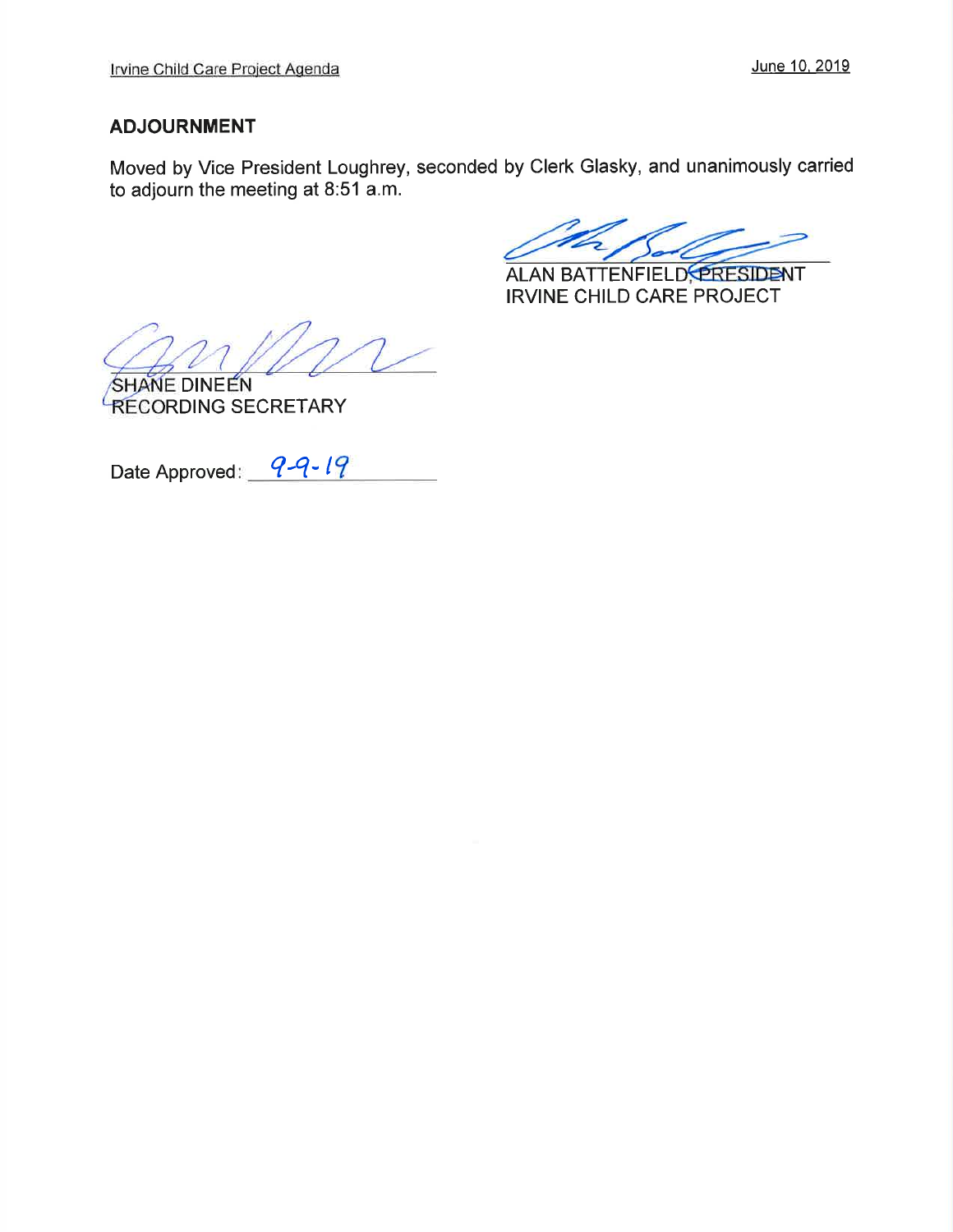## ADJOURNMENT

Moved by Vice President Loughrey, seconded by Clerk Glasky, and unanimously carried to adjourn the meeting at 8:51 a.m.

ALAN BATTENFIELD, PRESIDENT
IRVINE CHILD CARE PROJECT

SHANE DINEEN
RECORDING SECRETARY

Date Approved: 9-9-19